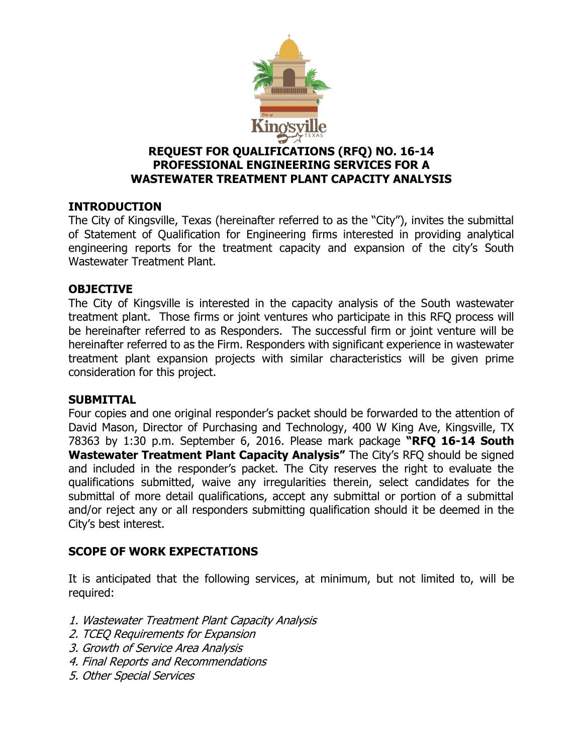# REQUEST FOR QUALIFICATIONS (RFQ) NO. 16-14 PROFESSIONAL ENGINEERING SERVICES FOR A WASTEWATER TREATMENT PLANT CAPACITY ANALYSIS

## INTRODUCTION

The City of Kingsville, Texas (hereinafter referred to as the "City"), invites the submittal of Statement of Qualification for Engineering firms interested in providing analytical engineering reports for the treatment capacity and expansion of the city's South Wastewater Treatment Plant.

## OBJECTIVE

The City of Kingsville is interested in the capacity analysis of the South wastewater treatment plant. Those firms or joint ventures who participate in this RFQ process will be hereinafter referred to as Responders. The successful firm or joint venture will be hereinafter referred to as the Firm. Responders with significant experience in wastewater treatment plant expansion projects with similar characteristics will be given prime consideration for this project.

## SUBMITTAL

Four copies and one original responder's packet should be forwarded to the attention of David Mason, Director of Purchasing and Technology, 400 W King Ave, Kingsville, TX 78363 by 1:30 p.m. September 6, 2016. Please mark package **"RFQ 16-14 South Wastewater Treatment Plant Capacity Analysis"** The City's RFQ should be signed and included in the responder's packet. The City reserves the right to evaluate the qualifications submitted, waive any irregularities therein, select candidates for the submittal of more detail qualifications, accept any submittal or portion of a submittal and/or reject any or all responders submitting qualification should it be deemed in the City's best interest.

## SCOPE OF WORK EXPECTATIONS

It is anticipated that the following services, at minimum, but not limited to, will be required:

1. *Wastewater Treatment Plant Capacity Analysis*
2. *TCEQ Requirements for Expansion*
3. *Growth of Service Area Analysis*
4. *Final Reports and Recommendations*
5. *Other Special Services*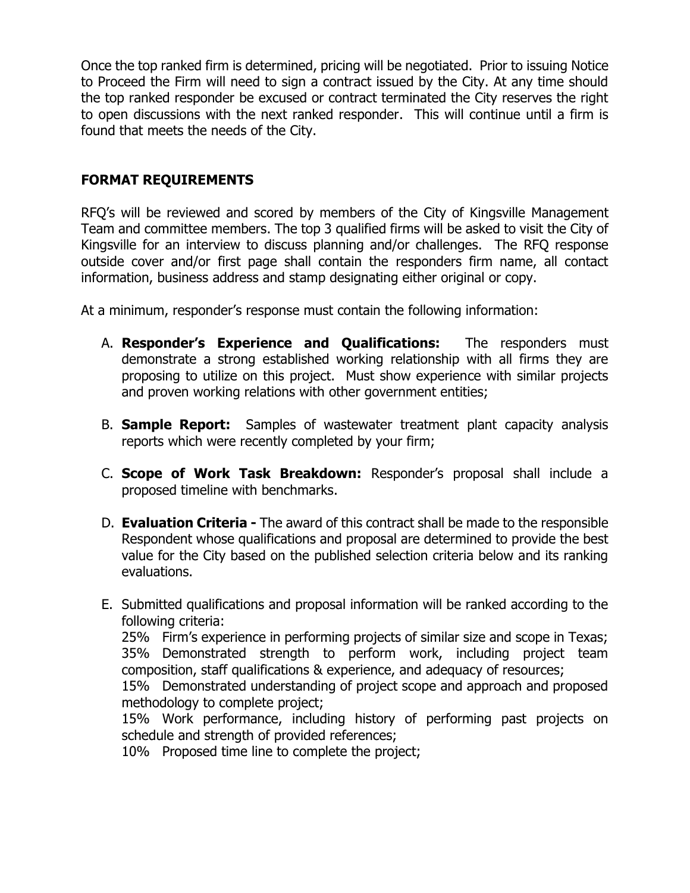Once the top ranked firm is determined, pricing will be negotiated. Prior to issuing Notice to Proceed the Firm will need to sign a contract issued by the City. At any time should the top ranked responder be excused or contract terminated the City reserves the right to open discussions with the next ranked responder. This will continue until a firm is found that meets the needs of the City.

## FORMAT REQUIREMENTS

RFQ's will be reviewed and scored by members of the City of Kingsville Management Team and committee members. The top 3 qualified firms will be asked to visit the City of Kingsville for an interview to discuss planning and/or challenges. The RFQ response outside cover and/or first page shall contain the responders firm name, all contact information, business address and stamp designating either original or copy.

At a minimum, responder's response must contain the following information:

A. **Responder's Experience and Qualifications:** The responders must demonstrate a strong established working relationship with all firms they are proposing to utilize on this project. Must show experience with similar projects and proven working relations with other government entities;

B. **Sample Report:** Samples of wastewater treatment plant capacity analysis reports which were recently completed by your firm;

C. **Scope of Work Task Breakdown:** Responder's proposal shall include a proposed timeline with benchmarks.

D. **Evaluation Criteria -** The award of this contract shall be made to the responsible Respondent whose qualifications and proposal are determined to provide the best value for the City based on the published selection criteria below and its ranking evaluations.

E. Submitted qualifications and proposal information will be ranked according to the following criteria:
25% Firm's experience in performing projects of similar size and scope in Texas;
35% Demonstrated strength to perform work, including project team composition, staff qualifications & experience, and adequacy of resources;
15% Demonstrated understanding of project scope and approach and proposed methodology to complete project;
15% Work performance, including history of performing past projects on schedule and strength of provided references;
10% Proposed time line to complete the project;